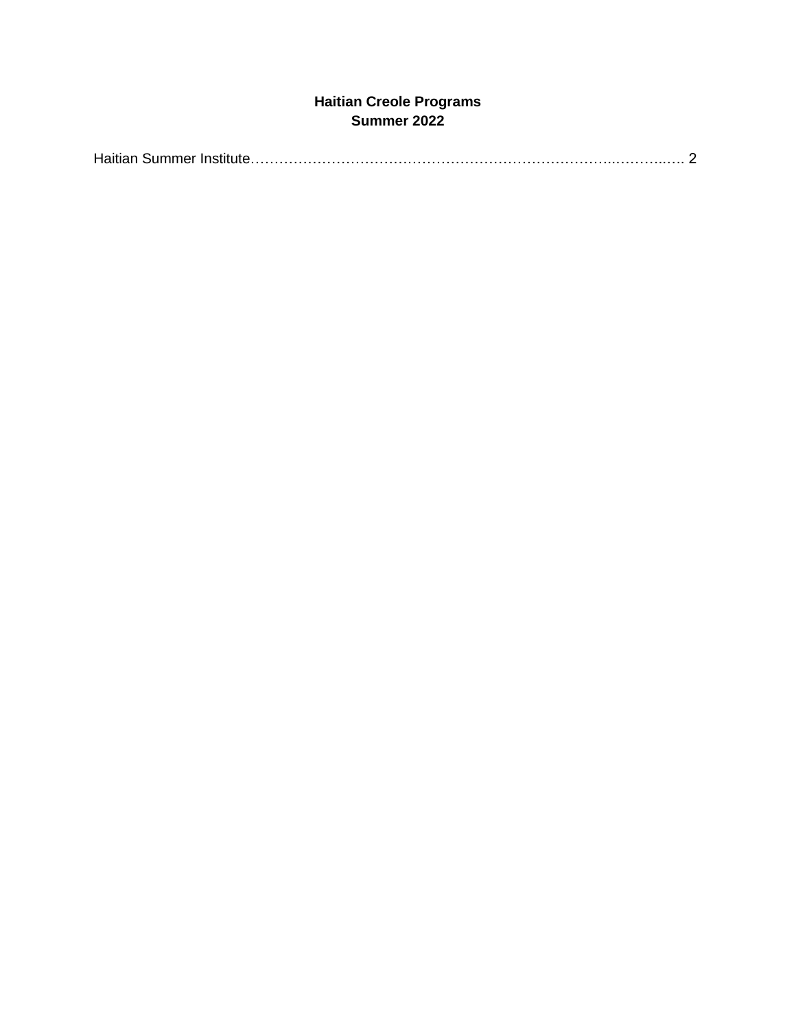# Haitian Creole Programs
## Summer 2022

Haitian Summer Institute………………………………………………………………..………..…. 2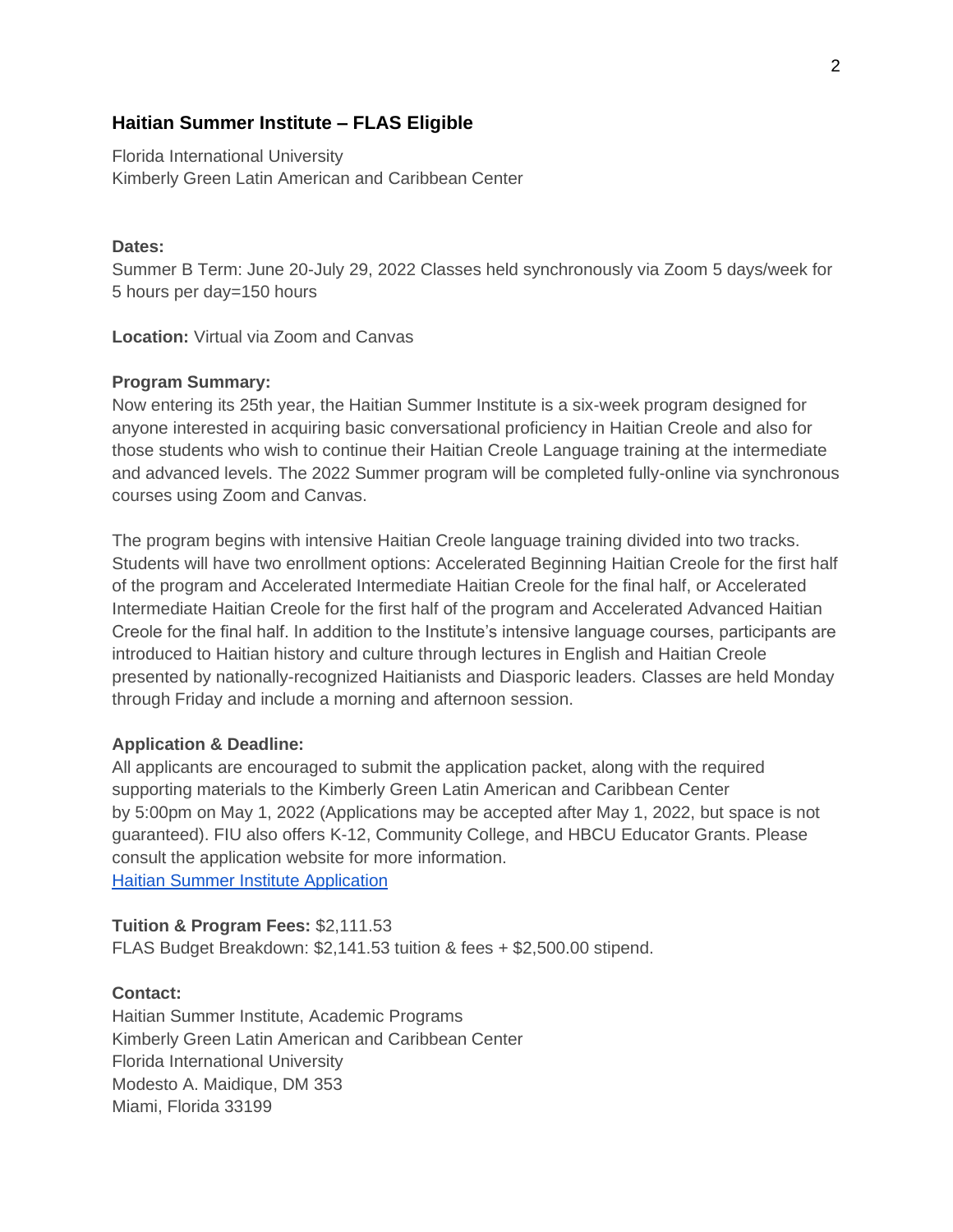## Haitian Summer Institute – FLAS Eligible

Florida International University
Kimberly Green Latin American and Caribbean Center

**Dates:**
Summer B Term: June 20-July 29, 2022 Classes held synchronously via Zoom 5 days/week for 5 hours per day=150 hours

**Location:** Virtual via Zoom and Canvas

**Program Summary:**
Now entering its 25th year, the Haitian Summer Institute is a six-week program designed for anyone interested in acquiring basic conversational proficiency in Haitian Creole and also for those students who wish to continue their Haitian Creole Language training at the intermediate and advanced levels. The 2022 Summer program will be completed fully-online via synchronous courses using Zoom and Canvas.

The program begins with intensive Haitian Creole language training divided into two tracks. Students will have two enrollment options: Accelerated Beginning Haitian Creole for the first half of the program and Accelerated Intermediate Haitian Creole for the final half, or Accelerated Intermediate Haitian Creole for the first half of the program and Accelerated Advanced Haitian Creole for the final half. In addition to the Institute's intensive language courses, participants are introduced to Haitian history and culture through lectures in English and Haitian Creole presented by nationally-recognized Haitianists and Diasporic leaders. Classes are held Monday through Friday and include a morning and afternoon session.

**Application & Deadline:**
All applicants are encouraged to submit the application packet, along with the required supporting materials to the Kimberly Green Latin American and Caribbean Center by 5:00pm on May 1, 2022 (Applications may be accepted after May 1, 2022, but space is not guaranteed). FIU also offers K-12, Community College, and HBCU Educator Grants. Please consult the application website for more information.
[Haitian Summer Institute Application]

**Tuition & Program Fees:** $2,111.53
FLAS Budget Breakdown: $2,141.53 tuition & fees + $2,500.00 stipend.

**Contact:**
Haitian Summer Institute, Academic Programs
Kimberly Green Latin American and Caribbean Center
Florida International University
Modesto A. Maidique, DM 353
Miami, Florida 33199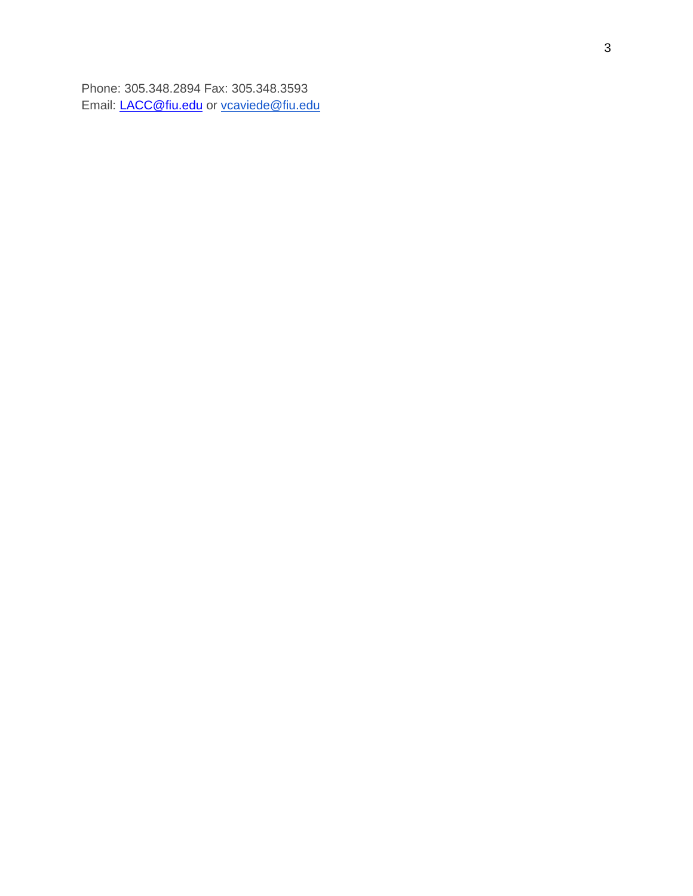Phone: 305.348.2894 Fax: 305.348.3593
Email: [LACC@fiu.edu](mailto:LACC@fiu.edu) or [vcaviede@fiu.edu](mailto:vcaviede@fiu.edu)